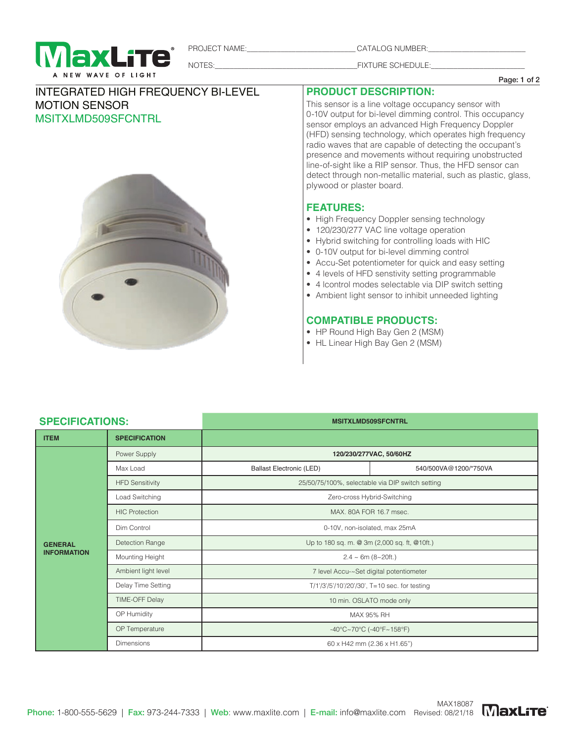PROJECT NAME:\_\_\_\_\_\_\_\_\_\_\_\_\_\_\_\_\_\_\_\_\_\_\_\_\_\_ CATALOG NUMBER:\_\_\_\_\_\_\_\_\_\_\_\_\_\_\_\_\_\_\_\_\_\_\_\_\_

NOTES:\_\_\_\_\_\_\_\_\_\_\_\_\_\_\_\_\_\_\_\_\_\_\_\_\_\_\_\_\_\_\_\_\_\_\_\_\_\_\_ FIXTURE SCHEDULE:\_\_\_\_\_\_\_\_\_\_\_\_\_\_\_\_\_\_\_\_\_\_\_\_\_

# INTEGRATED HIGH FREQUENCY BI-LEVEL MOTION SENSOR

## MSITXLMD509SFCNTRL

## PRODUCT DESCRIPTION:

This sensor is a line voltage occupancy sensor with 0-10V output for bi-level dimming control. This occupancy sensor employs an advanced High Frequency Doppler (HFD) sensing technology, which operates high frequency radio waves that are capable of detecting the occupant's presence and movements without requiring unobstructed line-of-sight like a RIP sensor. Thus, the HFD sensor can detect through non-metallic material, such as plastic, glass, plywood or plaster board.

## FEATURES:

- High Frequency Doppler sensing technology
- 120/230/277 VAC line voltage operation
- Hybrid switching for controlling loads with HIC
- 0-10V output for bi-level dimming control
- Accu-Set potentiometer for quick and easy setting
- 4 levels of HFD senstivity setting programmable
- 4 Icontrol modes selectable via DIP switch setting
- Ambient light sensor to inhibit unneeded lighting

## COMPATIBLE PRODUCTS:

- HP Round High Bay Gen 2 (MSM)
- HL Linear High Bay Gen 2 (MSM)

## SPECIFICATIONS:

| ITEM | SPECIFICATION | MSITXLMD509SFCNTRL | |
|---|---|---|---|
| GENERAL INFORMATION | Power Supply | 120/230/277VAC, 50/60HZ | |
| | Max Load | Ballast Electronic (LED) | 540/500VA@1200/*750VA |
| | HFD Sensitivity | 25/50/75/100%, selectable via DIP switch setting | |
| | Load Switching | Zero-cross Hybrid-Switching | |
| | HIC Protection | MAX. 80A FOR 16.7 msec. | |
| | Dim Control | 0-10V, non-isolated, max 25mA | |
| | Detection Range | Up to 180 sq. m. @ 3m (2,000 sq. ft, @10ft.) | |
| | Mounting Height | 2.4 ~ 6m (8~20ft.) | |
| | Ambient light level | 7 level Accu-~Set digital potentiometer | |
| | Delay Time Setting | T/1'/3'/5'/10'/20'/30', T=10 sec. for testing | |
| | TIME-OFF Delay | 10 min. OSLATO mode only | |
| | OP Humidity | MAX 95% RH | |
| | OP Temperature | -40°C~70°C (-40°F~158°F) | |
| | Dimensions | 60 x H42 mm (2.36 x H1.65") | |

**Phone:** 1-800-555-5629 | **Fax:** 973-244-7333 | **Web:** www.maxlite.com | **E-mail:** info@maxlite.com

MAX18087
Revised: 08/21/18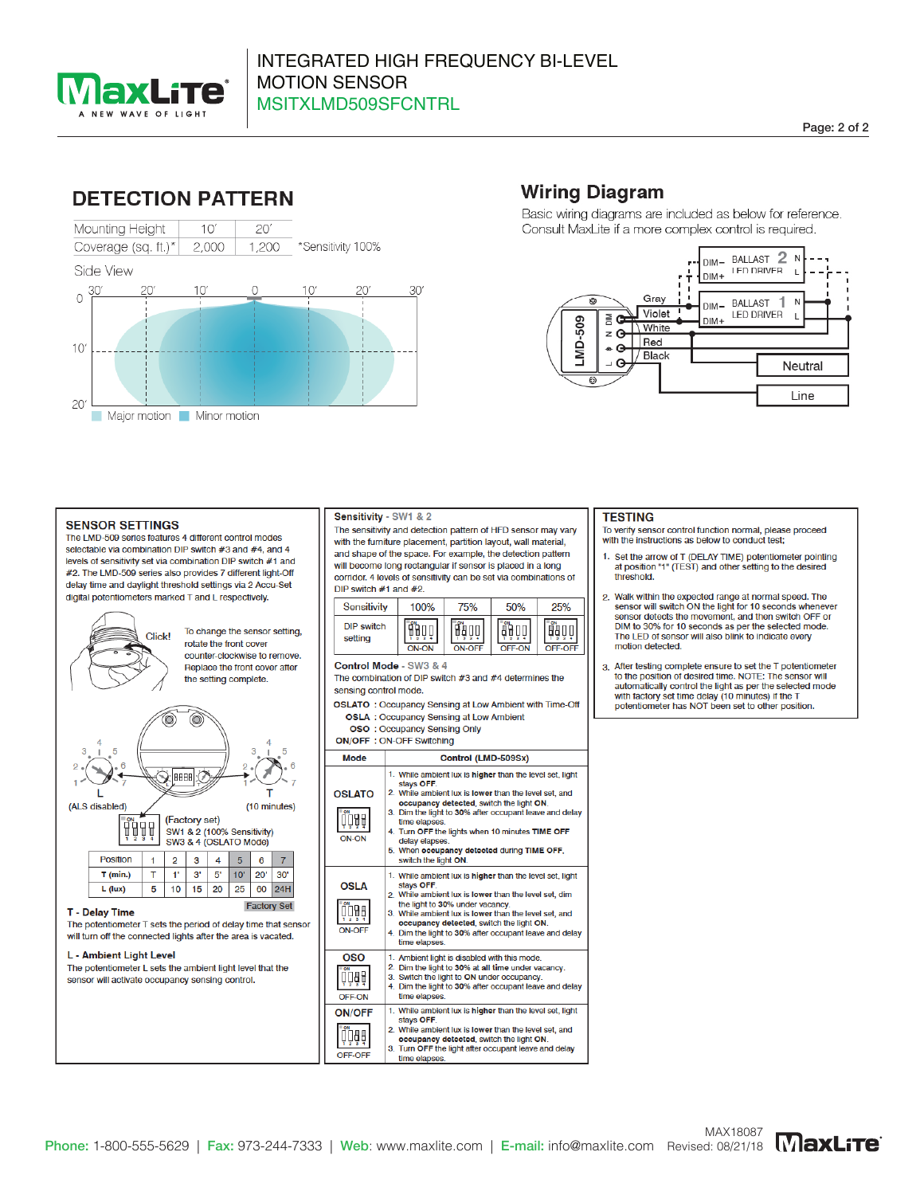# INTEGRATED HIGH FREQUENCY BI-LEVEL MOTION SENSOR

MSITXLMD509SFCNTRL

## DETECTION PATTERN

| Mounting Height | 10' | 20' |
|---|---|---|
| Coverage (sq. ft.)* | 2,000 | 1,200 |

*Sensitivity 100%

Side View

30' 20' 10' 0 10' 20' 30'

0

10'

20'

Major motion   Minor motion

## Wiring Diagram

Basic wiring diagrams are included as below for reference. Consult MaxLite if a more complex control is required.

LMD-509

DIM– BALLAST 2 LED DRIVER DIM+ N L

DIM– BALLAST 1 LED DRIVER DIM+ N L

Gray, Violet, White, Red, Black

Neutral

Line

## SENSOR SETTINGS

The LMD-509 series features 4 different control modes selectable via combination DIP switch #3 and #4, and 4 levels of sensitivity set via combination DIP switch #1 and #2. The LMD-509 series also provides 7 different light-Off delay time and daylight threshold settings via 2 Accu-Set digital potentiometers marked T and L respectively.

Click!

To change the sensor setting, rotate the front cover counter-clockwise to remove. Replace the front cover after the setting complete.

L (ALS disabled)

T (10 minutes)

(Factory set)
SW1 & 2 (100% Sensitivity)
SW3 & 4 (OSLATO Mode)

| Position | 1 | 2 | 3 | 4 | 5 | 6 | 7 |
|---|---|---|---|---|---|---|---|
| T (min.) | T | 1' | 3' | 5' | 10' | 20' | 30' |
| L (lux) | 5 | 10 | 15 | 20 | 25 | 60 | 24H |

Factory Set

**T - Delay Time**

The potentiometer T sets the period of delay time that sensor will turn off the connected lights after the area is vacated.

**L - Ambient Light Level**

The potentiometer L sets the ambient light level that the sensor will activate occupancy sensing control.

**Sensitivity** - SW1 & 2

The sensitivity and detection pattern of HFD sensor may vary with the furniture placement, partition layout, wall material, and shape of the space. For example, the detection pattern will become long rectangular if sensor is placed in a long corridor. 4 levels of sensitivity can be set via combinations of DIP switch #1 and #2.

| Sensitivity | 100% | 75% | 50% | 25% |
|---|---|---|---|---|
| DIP switch setting | ON-ON | ON-OFF | OFF-ON | OFF-OFF |

**Control Mode** - SW3 & 4

The combination of DIP switch #3 and #4 determines the sensing control mode.

**OSLATO** : Occupancy Sensing at Low Ambient with Time-Off
**OSLA** : Occupancy Sensing at Low Ambient
**OSO** : Occupancy Sensing Only
**ON/OFF** : ON-OFF Switching

| Mode | Control (LMD-509Sx) |
|---|---|
| OSLATO (ON-ON) | 1. While ambient lux is **higher** than the level set, light stays **OFF**. 2. While ambient lux is **lower** than the level set, and **occupancy detected**, switch the light **ON**. 3. Dim the light to **30%** after occupant leave and delay time elapses. 4. Turn **OFF** the lights when 10 minutes **TIME OFF** delay elapses. 5. When **occupancy detected** during **TIME OFF**, switch the light **ON**. |
| OSLA (ON-OFF) | 1. While ambient lux is **higher** than the level set, light stays **OFF**. 2. While ambient lux is lower than the level set, dim the light to **30%** under vacancy. 3. While ambient lux is **lower** than the level set, and **occupancy detected**, switch the light **ON**. 4. Dim the light to **30%** after occupant leave and delay time elapses. |
| OSO (OFF-ON) | 1. Ambient light is disabled with this mode. 2. Dim the light to **30%** at **all time** under vacancy. 3. Switch the light to **ON** under occupancy. 4. Dim the light to **30%** after occupant leave and delay time elapses. |
| ON/OFF (OFF-OFF) | 1. While ambient lux is **higher** than the level set, light stays **OFF**. 2. While ambient lux is **lower** than the level set, and **occupancy detected**, switch the light **ON**. 3. Turn **OFF** the light after occupant leave and delay time elapses. |

## TESTING

To verify sensor control function normal, please proceed with the instructions as below to conduct test;

1. Set the arrow of T (DELAY TIME) potentiometer pointing at position "1" (TEST) and other setting to the desired threshold.
2. Walk within the expected range at normal speed. The sensor will switch ON the light for 10 seconds whenever sensor detects the movement, and then switch OFF or DIM to 30% for 10 seconds as per the selected mode. The LED of sensor will also blink to indicate every motion detected.
3. After testing complete ensure to set the T potentiometer to the position of desired time. NOTE: The sensor will automatically control the light as per the selected mode with factory set time delay (10 minutes) if the T potentiometer has NOT been set to other position.

MAX18087
Revised: 08/21/18

**Phone:** 1-800-555-5629 | **Fax:** 973-244-7333 | **Web:** www.maxlite.com | **E-mail:** info@maxlite.com